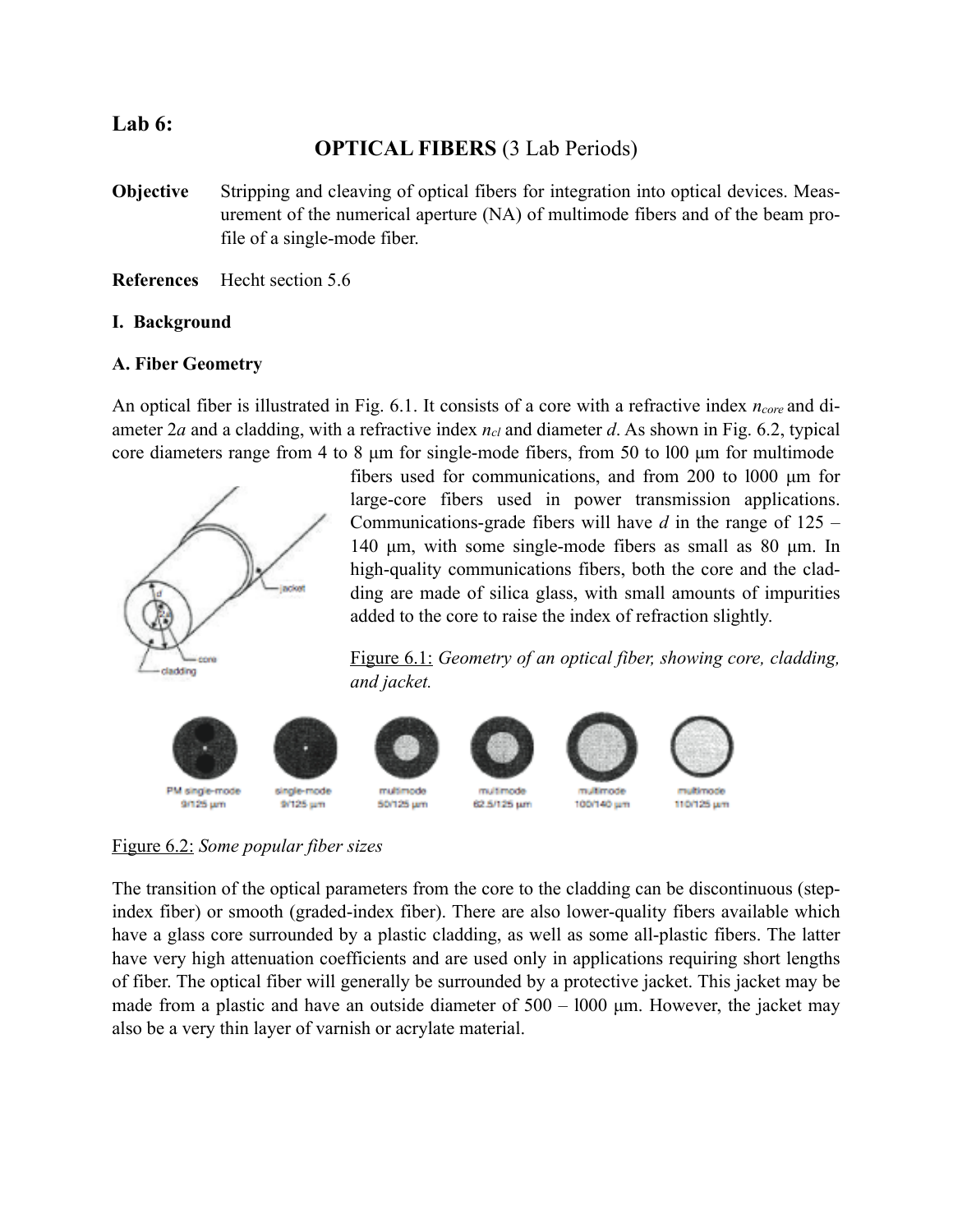# Lab 6:

## OPTICAL FIBERS (3 Lab Periods)

**Objective** Stripping and cleaving of optical fibers for integration into optical devices. Measurement of the numerical aperture (NA) of multimode fibers and of the beam profile of a single-mode fiber.

**References** Hecht section 5.6

### I. Background

### A. Fiber Geometry

An optical fiber is illustrated in Fig. 6.1. It consists of a core with a refractive index $n_{core}$ and diameter $2a$ and a cladding, with a refractive index $n_{cl}$ and diameter $d$. As shown in Fig. 6.2, typical core diameters range from 4 to 8 µm for single-mode fibers, from 50 to l00 µm for multimode fibers used for communications, and from 200 to l000 µm for large-core fibers used in power transmission applications. Communications-grade fibers will have $d$ in the range of 125 – 140 µm, with some single-mode fibers as small as 80 µm. In high-quality communications fibers, both the core and the cladding are made of silica glass, with small amounts of impurities added to the core to raise the index of refraction slightly.

Figure 6.1: *Geometry of an optical fiber, showing core, cladding, and jacket.*

Figure 6.2: *Some popular fiber sizes*

The transition of the optical parameters from the core to the cladding can be discontinuous (step-index fiber) or smooth (graded-index fiber). There are also lower-quality fibers available which have a glass core surrounded by a plastic cladding, as well as some all-plastic fibers. The latter have very high attenuation coefficients and are used only in applications requiring short lengths of fiber. The optical fiber will generally be surrounded by a protective jacket. This jacket may be made from a plastic and have an outside diameter of 500 – l000 µm. However, the jacket may also be a very thin layer of varnish or acrylate material.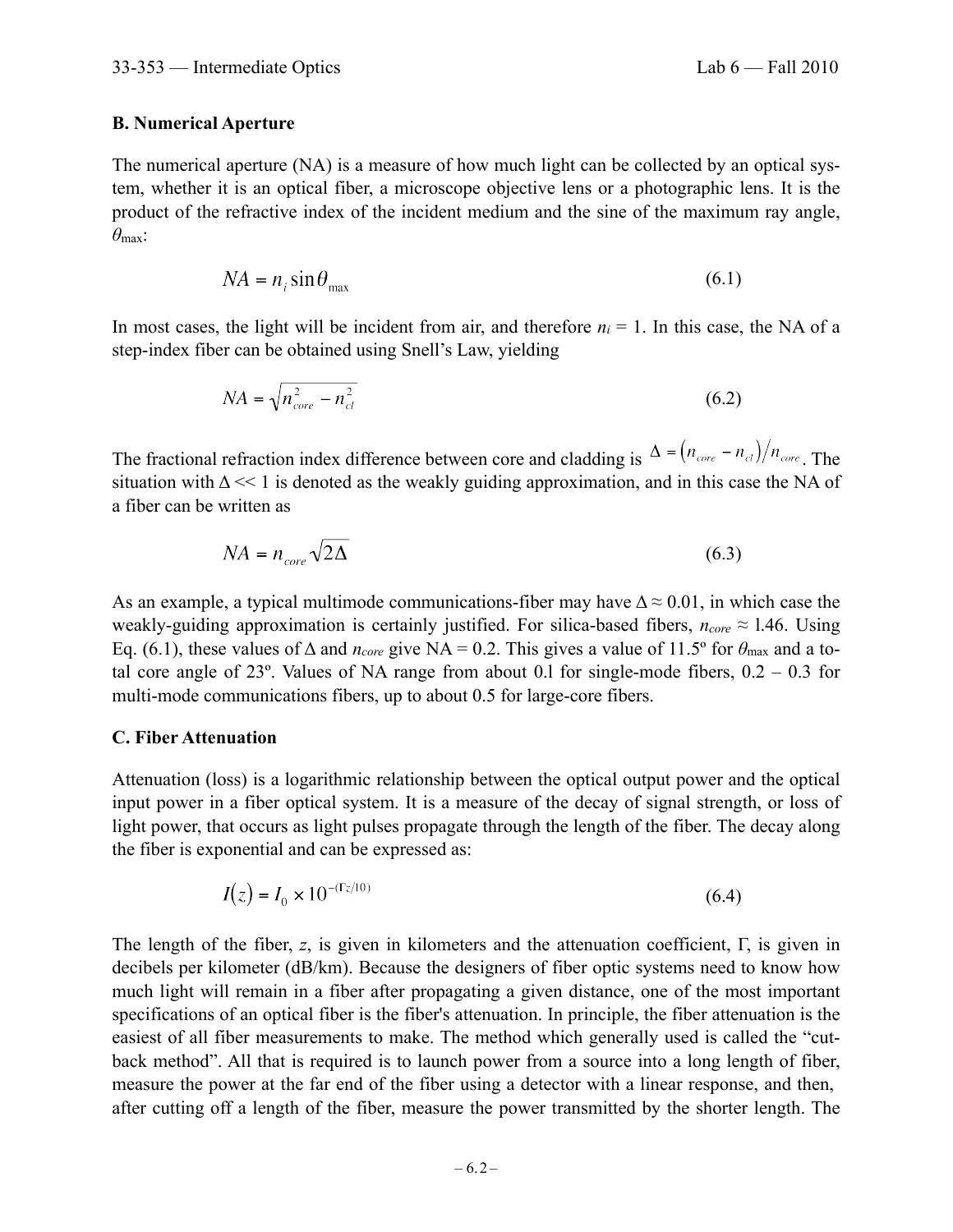### B. Numerical Aperture

The numerical aperture (NA) is a measure of how much light can be collected by an optical system, whether it is an optical fiber, a microscope objective lens or a photographic lens. It is the product of the refractive index of the incident medium and the sine of the maximum ray angle, $\theta_{\max}$:

$$NA = n_i \sin\theta_{\max} \tag{6.1}$$

In most cases, the light will be incident from air, and therefore $n_i = 1$. In this case, the NA of a step-index fiber can be obtained using Snell's Law, yielding

$$NA = \sqrt{n_{core}^2 - n_{cl}^2} \tag{6.2}$$

The fractional refraction index difference between core and cladding is $\Delta = (n_{core} - n_{cl})/n_{core}$. The situation with $\Delta << 1$ is denoted as the weakly guiding approximation, and in this case the NA of a fiber can be written as

$$NA = n_{core}\sqrt{2\Delta} \tag{6.3}$$

As an example, a typical multimode communications-fiber may have $\Delta \approx 0.01$, in which case the weakly-guiding approximation is certainly justified. For silica-based fibers, $n_{core} \approx 1.46$. Using Eq. (6.1), these values of $\Delta$ and $n_{core}$ give NA = 0.2. This gives a value of 11.5º for $\theta_{\max}$ and a total core angle of 23º. Values of NA range from about 0.1 for single-mode fibers, 0.2 – 0.3 for multi-mode communications fibers, up to about 0.5 for large-core fibers.

### C. Fiber Attenuation

Attenuation (loss) is a logarithmic relationship between the optical output power and the optical input power in a fiber optical system. It is a measure of the decay of signal strength, or loss of light power, that occurs as light pulses propagate through the length of the fiber. The decay along the fiber is exponential and can be expressed as:

$$I(z) = I_0 \times 10^{-(\Gamma z/10)} \tag{6.4}$$

The length of the fiber, $z$, is given in kilometers and the attenuation coefficient, $\Gamma$, is given in decibels per kilometer (dB/km). Because the designers of fiber optic systems need to know how much light will remain in a fiber after propagating a given distance, one of the most important specifications of an optical fiber is the fiber's attenuation. In principle, the fiber attenuation is the easiest of all fiber measurements to make. The method which generally used is called the "cut-back method". All that is required is to launch power from a source into a long length of fiber, measure the power at the far end of the fiber using a detector with a linear response, and then, after cutting off a length of the fiber, measure the power transmitted by the shorter length. The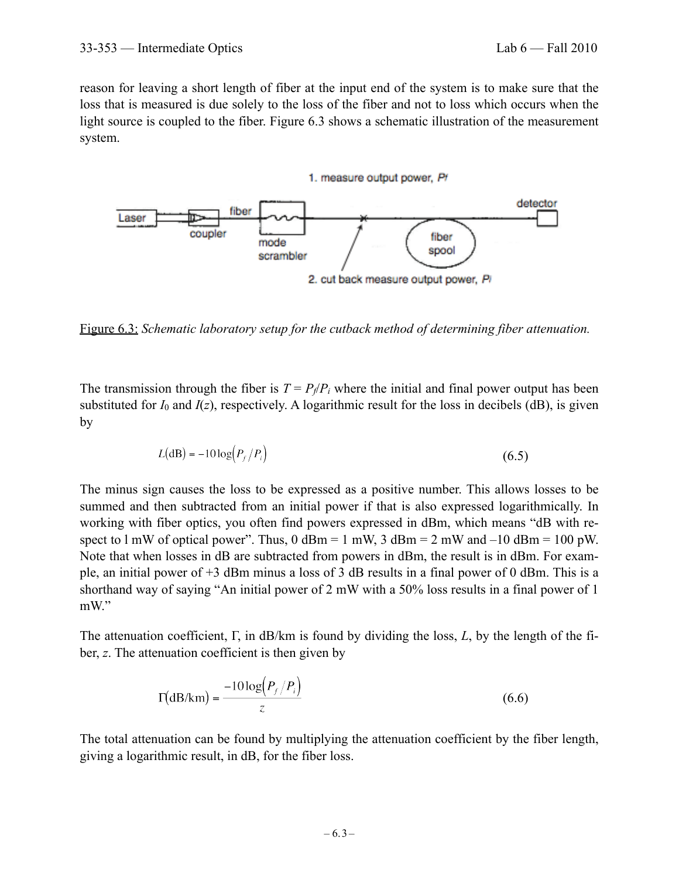reason for leaving a short length of fiber at the input end of the system is to make sure that the loss that is measured is due solely to the loss of the fiber and not to loss which occurs when the light source is coupled to the fiber. Figure 6.3 shows a schematic illustration of the measurement system.

Figure 6.3: *Schematic laboratory setup for the cutback method of determining fiber attenuation.*

The transmission through the fiber is $T = P_f/P_i$ where the initial and final power output has been substituted for $I_0$ and $I(z)$, respectively. A logarithmic result for the loss in decibels (dB), is given by

$$L(\text{dB}) = -10\log\left(P_f/P_i\right) \tag{6.5}$$

The minus sign causes the loss to be expressed as a positive number. This allows losses to be summed and then subtracted from an initial power if that is also expressed logarithmically. In working with fiber optics, you often find powers expressed in dBm, which means "dB with respect to 1 mW of optical power". Thus, 0 dBm = 1 mW, 3 dBm = 2 mW and –10 dBm = 100 pW. Note that when losses in dB are subtracted from powers in dBm, the result is in dBm. For example, an initial power of +3 dBm minus a loss of 3 dB results in a final power of 0 dBm. This is a shorthand way of saying "An initial power of 2 mW with a 50% loss results in a final power of 1 mW."

The attenuation coefficient, Γ, in dB/km is found by dividing the loss, $L$, by the length of the fiber, $z$. The attenuation coefficient is then given by

$$\Gamma(\text{dB/km}) = \frac{-10\log\left(P_f/P_i\right)}{z} \tag{6.6}$$

The total attenuation can be found by multiplying the attenuation coefficient by the fiber length, giving a logarithmic result, in dB, for the fiber loss.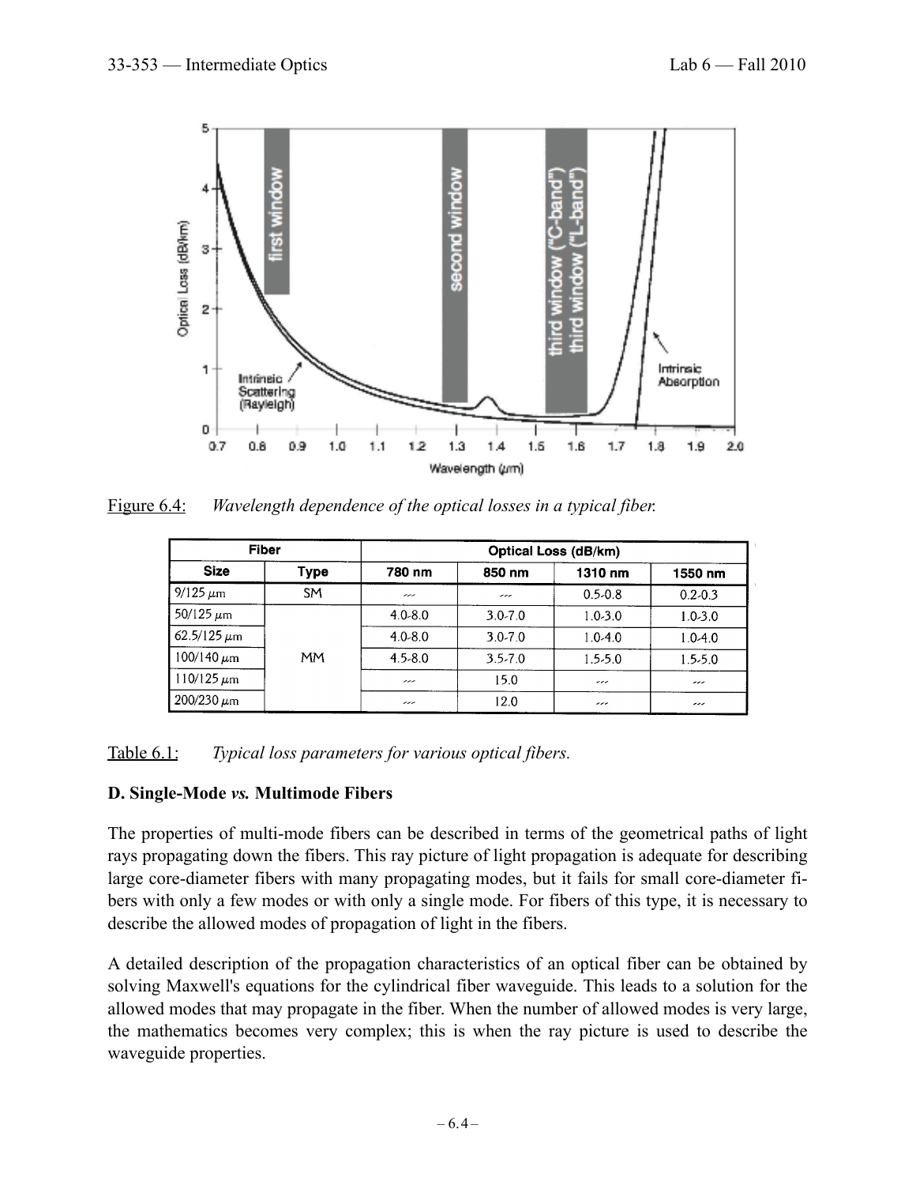Figure 6.4: *Wavelength dependence of the optical losses in a typical fiber.*

| Fiber | | Optical Loss (dB/km) | | | |
|---|---|---|---|---|---|
| Size | Type | 780 nm | 850 nm | 1310 nm | 1550 nm |
| 9/125 μm | SM | --- | --- | 0.5-0.8 | 0.2-0.3 |
| 50/125 μm | MM | 4.0-8.0 | 3.0-7.0 | 1.0-3.0 | 1.0-3.0 |
| 62.5/125 μm | MM | 4.0-8.0 | 3.0-7.0 | 1.0-4.0 | 1.0-4.0 |
| 100/140 μm | MM | 4.5-8.0 | 3.5-7.0 | 1.5-5.0 | 1.5-5.0 |
| 110/125 μm | MM | --- | 15.0 | --- | --- |
| 200/230 μm | MM | --- | 12.0 | --- | --- |

Table 6.1: *Typical loss parameters for various optical fibers.*

**D. Single-Mode *vs.* Multimode Fibers**

The properties of multi-mode fibers can be described in terms of the geometrical paths of light rays propagating down the fibers. This ray picture of light propagation is adequate for describing large core-diameter fibers with many propagating modes, but it fails for small core-diameter fibers with only a few modes or with only a single mode. For fibers of this type, it is necessary to describe the allowed modes of propagation of light in the fibers.

A detailed description of the propagation characteristics of an optical fiber can be obtained by solving Maxwell's equations for the cylindrical fiber waveguide. This leads to a solution for the allowed modes that may propagate in the fiber. When the number of allowed modes is very large, the mathematics becomes very complex; this is when the ray picture is used to describe the waveguide properties.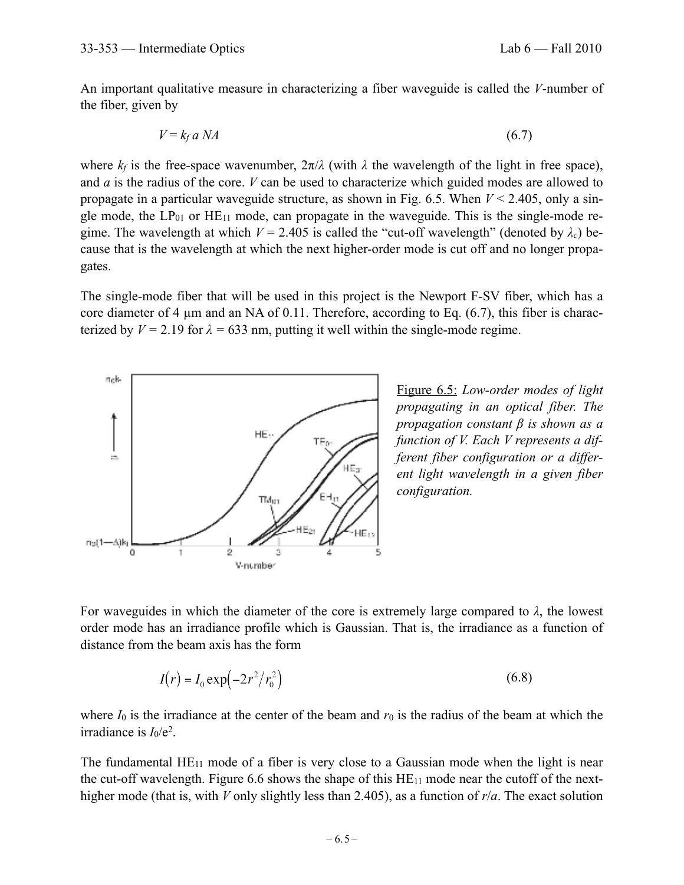An important qualitative measure in characterizing a fiber waveguide is called the *V*-number of the fiber, given by

$$V = k_f\, a\, NA \tag{6.7}$$

where $k_f$ is the free-space wavenumber, $2\pi/\lambda$ (with $\lambda$ the wavelength of the light in free space), and $a$ is the radius of the core. $V$ can be used to characterize which guided modes are allowed to propagate in a particular waveguide structure, as shown in Fig. 6.5. When $V < 2.405$, only a single mode, the $LP_{01}$ or $HE_{11}$ mode, can propagate in the waveguide. This is the single-mode regime. The wavelength at which $V = 2.405$ is called the "cut-off wavelength" (denoted by $\lambda_c$) because that is the wavelength at which the next higher-order mode is cut off and no longer propagates.

The single-mode fiber that will be used in this project is the Newport F-SV fiber, which has a core diameter of 4 μm and an NA of 0.11. Therefore, according to Eq. (6.7), this fiber is characterized by $V = 2.19$ for $\lambda = 633$ nm, putting it well within the single-mode regime.

Figure 6.5: *Low-order modes of light propagating in an optical fiber. The propagation constant β is shown as a function of V. Each V represents a different fiber configuration or a different light wavelength in a given fiber configuration.*

For waveguides in which the diameter of the core is extremely large compared to $\lambda$, the lowest order mode has an irradiance profile which is Gaussian. That is, the irradiance as a function of distance from the beam axis has the form

$$I(r) = I_0 \exp\left(-2r^2/r_0^2\right) \tag{6.8}$$

where $I_0$ is the irradiance at the center of the beam and $r_0$ is the radius of the beam at which the irradiance is $I_0/e^2$.

The fundamental $HE_{11}$ mode of a fiber is very close to a Gaussian mode when the light is near the cut-off wavelength. Figure 6.6 shows the shape of this $HE_{11}$ mode near the cutoff of the next-higher mode (that is, with $V$ only slightly less than 2.405), as a function of $r/a$. The exact solution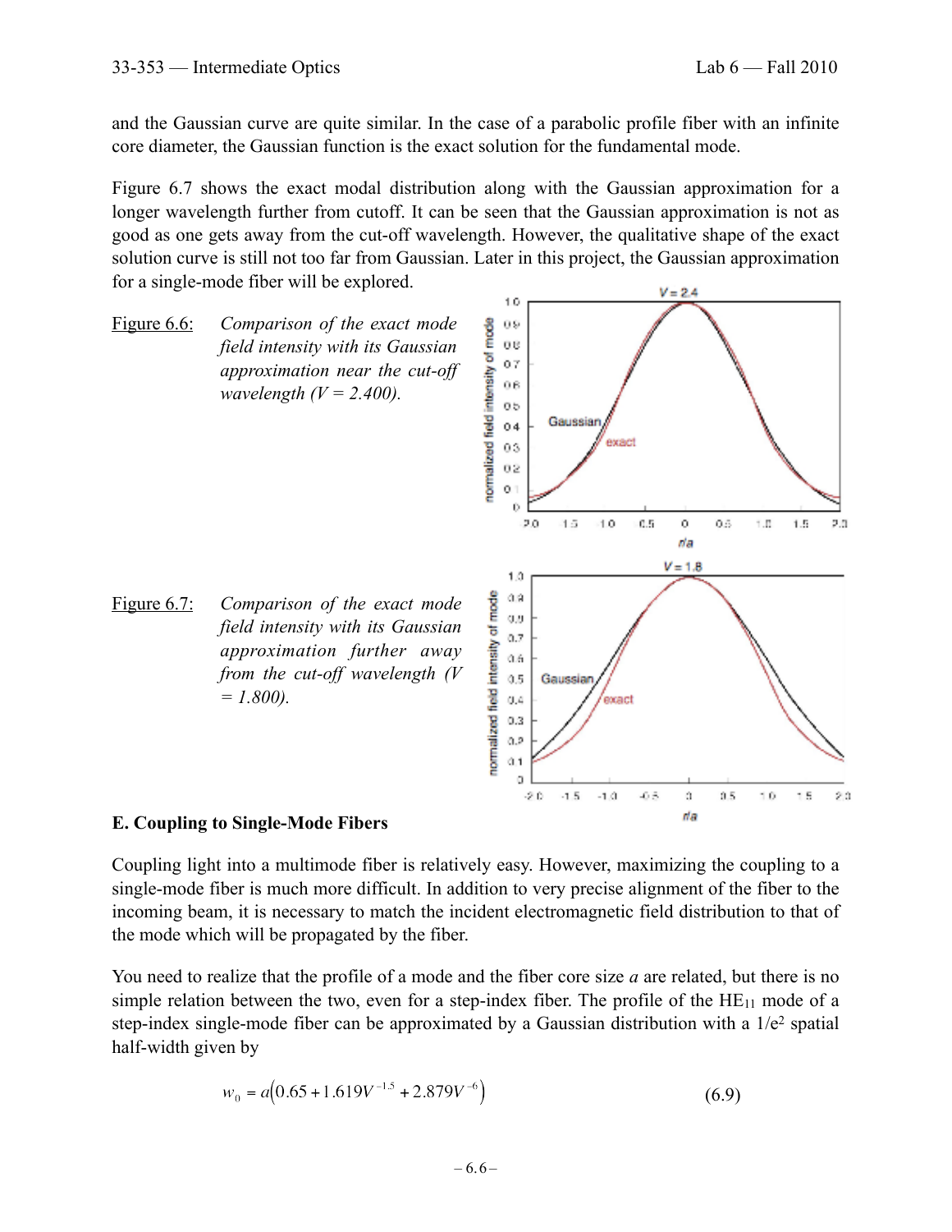and the Gaussian curve are quite similar. In the case of a parabolic profile fiber with an infinite core diameter, the Gaussian function is the exact solution for the fundamental mode.

Figure 6.7 shows the exact modal distribution along with the Gaussian approximation for a longer wavelength further from cutoff. It can be seen that the Gaussian approximation is not as good as one gets away from the cut-off wavelength. However, the qualitative shape of the exact solution curve is still not too far from Gaussian. Later in this project, the Gaussian approximation for a single-mode fiber will be explored.

Figure 6.6: *Comparison of the exact mode field intensity with its Gaussian approximation near the cut-off wavelength (V = 2.400).*

Figure 6.7: *Comparison of the exact mode field intensity with its Gaussian approximation further away from the cut-off wavelength (V = 1.800).*

### E. Coupling to Single-Mode Fibers

Coupling light into a multimode fiber is relatively easy. However, maximizing the coupling to a single-mode fiber is much more difficult. In addition to very precise alignment of the fiber to the incoming beam, it is necessary to match the incident electromagnetic field distribution to that of the mode which will be propagated by the fiber.

You need to realize that the profile of a mode and the fiber core size $a$ are related, but there is no simple relation between the two, even for a step-index fiber. The profile of the $HE_{11}$ mode of a step-index single-mode fiber can be approximated by a Gaussian distribution with a $1/e^2$ spatial half-width given by

$$w_0 = a\left(0.65 + 1.619V^{-1.5} + 2.879V^{-6}\right) \tag{6.9}$$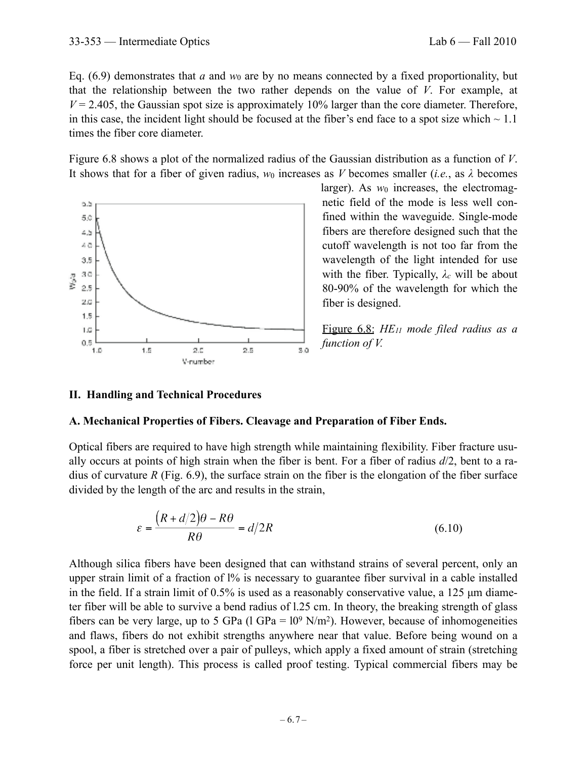Eq. (6.9) demonstrates that $a$ and $w_0$ are by no means connected by a fixed proportionality, but that the relationship between the two rather depends on the value of $V$. For example, at $V = 2.405$, the Gaussian spot size is approximately 10% larger than the core diameter. Therefore, in this case, the incident light should be focused at the fiber's end face to a spot size which ~ 1.1 times the fiber core diameter.

Figure 6.8 shows a plot of the normalized radius of the Gaussian distribution as a function of $V$. It shows that for a fiber of given radius, $w_0$ increases as $V$ becomes smaller (*i.e.*, as $\lambda$ becomes larger). As $w_0$ increases, the electromagnetic field of the mode is less well confined within the waveguide. Single-mode fibers are therefore designed such that the cutoff wavelength is not too far from the wavelength of the light intended for use with the fiber. Typically, $\lambda_c$ will be about 80-90% of the wavelength for which the fiber is designed.

Figure 6.8: *$HE_{11}$ mode filed radius as a function of V.*

## II. Handling and Technical Procedures

### A. Mechanical Properties of Fibers. Cleavage and Preparation of Fiber Ends.

Optical fibers are required to have high strength while maintaining flexibility. Fiber fracture usually occurs at points of high strain when the fiber is bent. For a fiber of radius $d/2$, bent to a radius of curvature $R$ (Fig. 6.9), the surface strain on the fiber is the elongation of the fiber surface divided by the length of the arc and results in the strain,

$$\varepsilon = \frac{(R + d/2)\theta - R\theta}{R\theta} = d/2R \tag{6.10}$$

Although silica fibers have been designed that can withstand strains of several percent, only an upper strain limit of a fraction of 1% is necessary to guarantee fiber survival in a cable installed in the field. If a strain limit of 0.5% is used as a reasonably conservative value, a 125 μm diameter fiber will be able to survive a bend radius of 1.25 cm. In theory, the breaking strength of glass fibers can be very large, up to 5 GPa (1 GPa = $10^9$ N/m$^2$). However, because of inhomogeneities and flaws, fibers do not exhibit strengths anywhere near that value. Before being wound on a spool, a fiber is stretched over a pair of pulleys, which apply a fixed amount of strain (stretching force per unit length). This process is called proof testing. Typical commercial fibers may be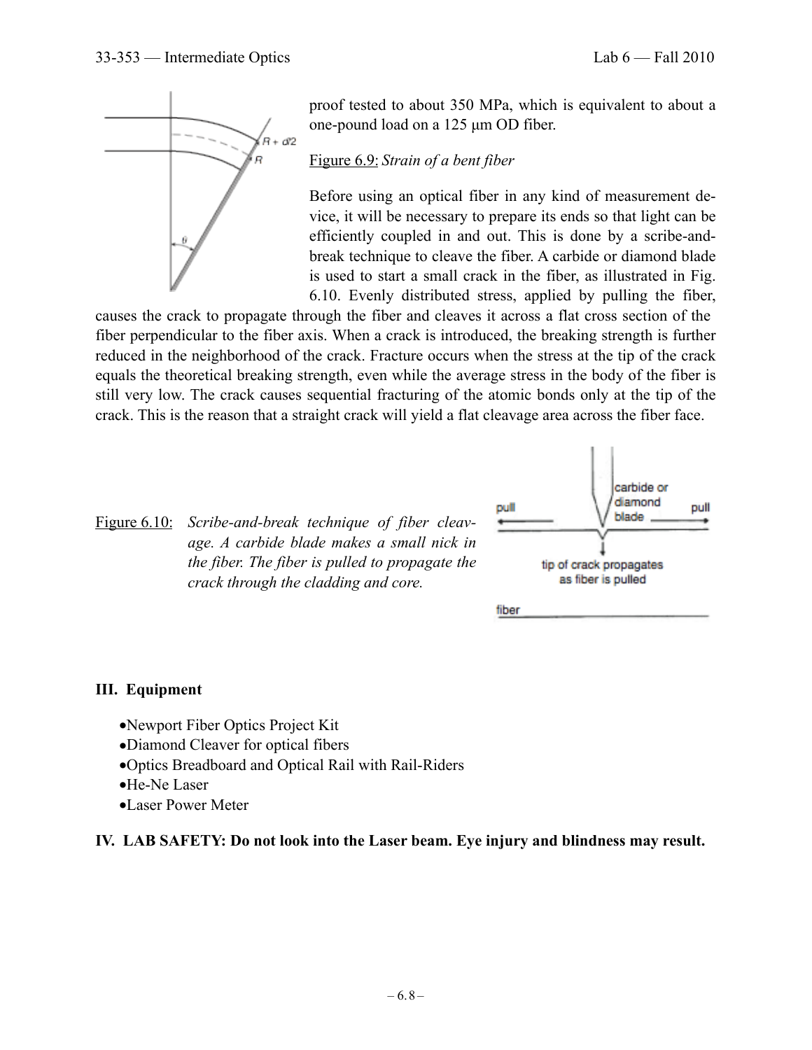proof tested to about 350 MPa, which is equivalent to about a one-pound load on a 125 μm OD fiber.

Figure 6.9: *Strain of a bent fiber*

Before using an optical fiber in any kind of measurement device, it will be necessary to prepare its ends so that light can be efficiently coupled in and out. This is done by a scribe-and-break technique to cleave the fiber. A carbide or diamond blade is used to start a small crack in the fiber, as illustrated in Fig. 6.10. Evenly distributed stress, applied by pulling the fiber, causes the crack to propagate through the fiber and cleaves it across a flat cross section of the fiber perpendicular to the fiber axis. When a crack is introduced, the breaking strength is further reduced in the neighborhood of the crack. Fracture occurs when the stress at the tip of the crack equals the theoretical breaking strength, even while the average stress in the body of the fiber is still very low. The crack causes sequential fracturing of the atomic bonds only at the tip of the crack. This is the reason that a straight crack will yield a flat cleavage area across the fiber face.

Figure 6.10: *Scribe-and-break technique of fiber cleavage. A carbide blade makes a small nick in the fiber. The fiber is pulled to propagate the crack through the cladding and core.*

### III. Equipment

- Newport Fiber Optics Project Kit
- Diamond Cleaver for optical fibers
- Optics Breadboard and Optical Rail with Rail-Riders
- He-Ne Laser
- Laser Power Meter

### IV. LAB SAFETY: Do not look into the Laser beam. Eye injury and blindness may result.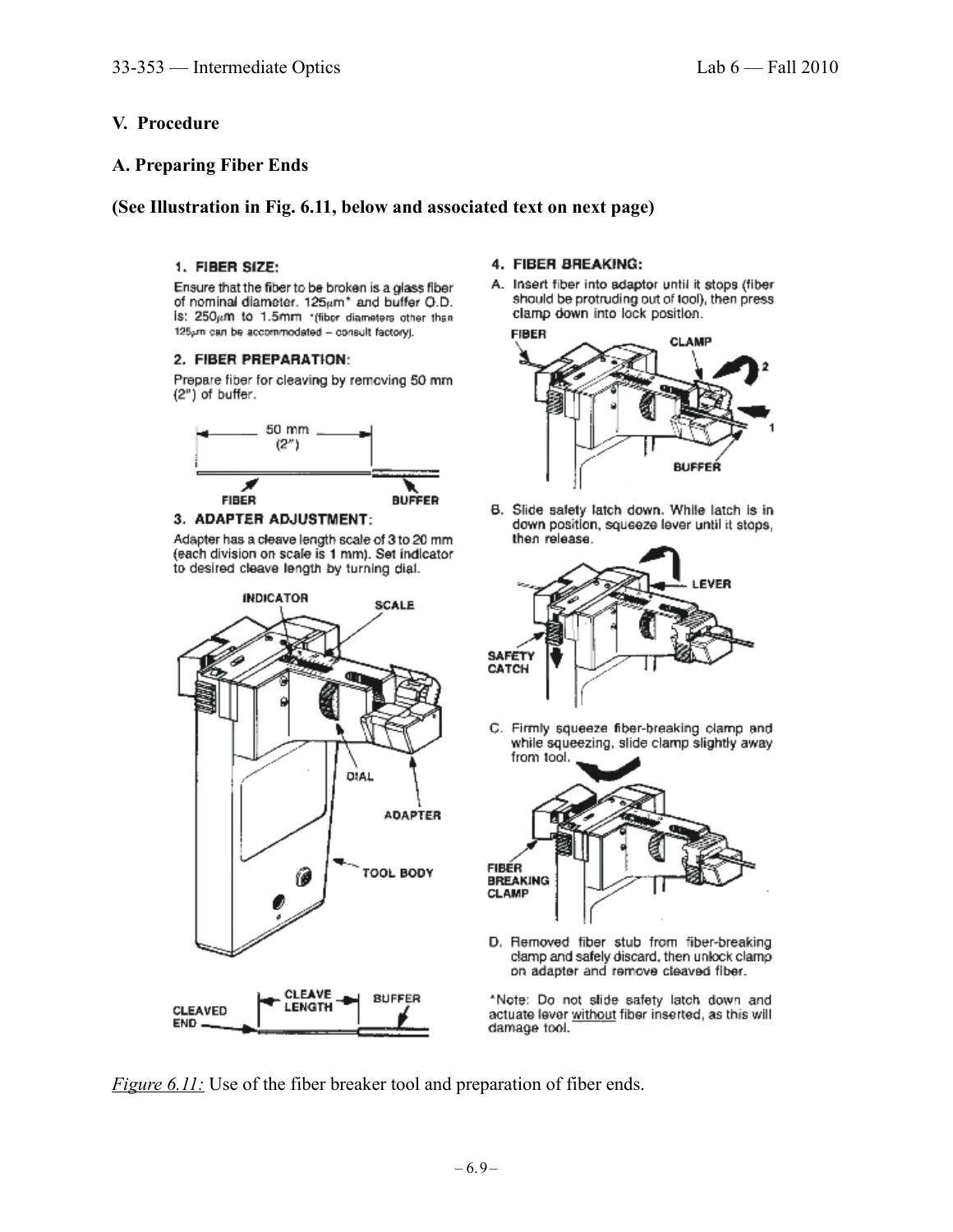## V. Procedure

### A. Preparing Fiber Ends

**(See Illustration in Fig. 6.11, below and associated text on next page)**

**1. FIBER SIZE:**

Ensure that the fiber to be broken is a glass fiber of nominal diameter. 125μm* and buffer O.D. is: 250μm to 1.5mm *(fiber diameters other than 125μm can be accommodated – consult factory).

**2. FIBER PREPARATION:**

Prepare fiber for cleaving by removing 50 mm (2") of buffer.

50 mm (2")

FIBER BUFFER

**3. ADAPTER ADJUSTMENT:**

Adapter has a cleave length scale of 3 to 20 mm (each division on scale is 1 mm). Set indicator to desired cleave length by turning dial.

INDICATOR SCALE DIAL ADAPTER TOOL BODY

CLEAVED END CLEAVE LENGTH BUFFER

**4. FIBER BREAKING:**

A. Insert fiber into adaptor until it stops (fiber should be protruding out of tool), then press clamp down into lock position.

FIBER CLAMP BUFFER

B. Slide safety latch down. While latch is in down position, squeeze lever until it stops, then release.

LEVER SAFETY CATCH

C. Firmly squeeze fiber-breaking clamp and while squeezing, slide clamp slightly away from tool.

FIBER BREAKING CLAMP

D. Removed fiber stub from fiber-breaking clamp and safely discard, then unlock clamp on adapter and remove cleaved fiber.

*Note: Do not slide safety latch down and actuate lever without fiber inserted, as this will damage tool.

*Figure 6.11:* Use of the fiber breaker tool and preparation of fiber ends.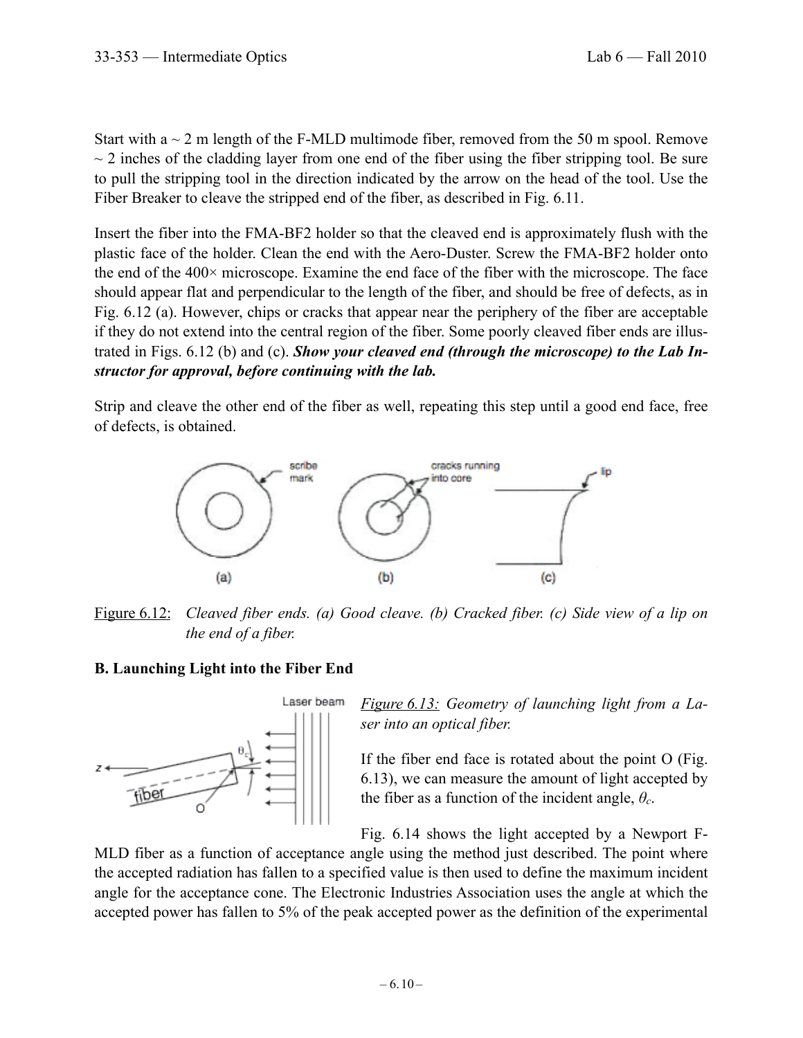Start with a ~ 2 m length of the F-MLD multimode fiber, removed from the 50 m spool. Remove ~ 2 inches of the cladding layer from one end of the fiber using the fiber stripping tool. Be sure to pull the stripping tool in the direction indicated by the arrow on the head of the tool. Use the Fiber Breaker to cleave the stripped end of the fiber, as described in Fig. 6.11.

Insert the fiber into the FMA-BF2 holder so that the cleaved end is approximately flush with the plastic face of the holder. Clean the end with the Aero-Duster. Screw the FMA-BF2 holder onto the end of the 400× microscope. Examine the end face of the fiber with the microscope. The face should appear flat and perpendicular to the length of the fiber, and should be free of defects, as in Fig. 6.12 (a). However, chips or cracks that appear near the periphery of the fiber are acceptable if they do not extend into the central region of the fiber. Some poorly cleaved fiber ends are illustrated in Figs. 6.12 (b) and (c). ***Show your cleaved end (through the microscope) to the Lab Instructor for approval, before continuing with the lab.***

Strip and cleave the other end of the fiber as well, repeating this step until a good end face, free of defects, is obtained.

Figure 6.12: *Cleaved fiber ends. (a) Good cleave. (b) Cracked fiber. (c) Side view of a lip on the end of a fiber.*

**B. Launching Light into the Fiber End**

*Figure 6.13: Geometry of launching light from a Laser into an optical fiber.*

If the fiber end face is rotated about the point O (Fig. 6.13), we can measure the amount of light accepted by the fiber as a function of the incident angle, $\theta_c$.

Fig. 6.14 shows the light accepted by a Newport F-MLD fiber as a function of acceptance angle using the method just described. The point where the accepted radiation has fallen to a specified value is then used to define the maximum incident angle for the acceptance cone. The Electronic Industries Association uses the angle at which the accepted power has fallen to 5% of the peak accepted power as the definition of the experimental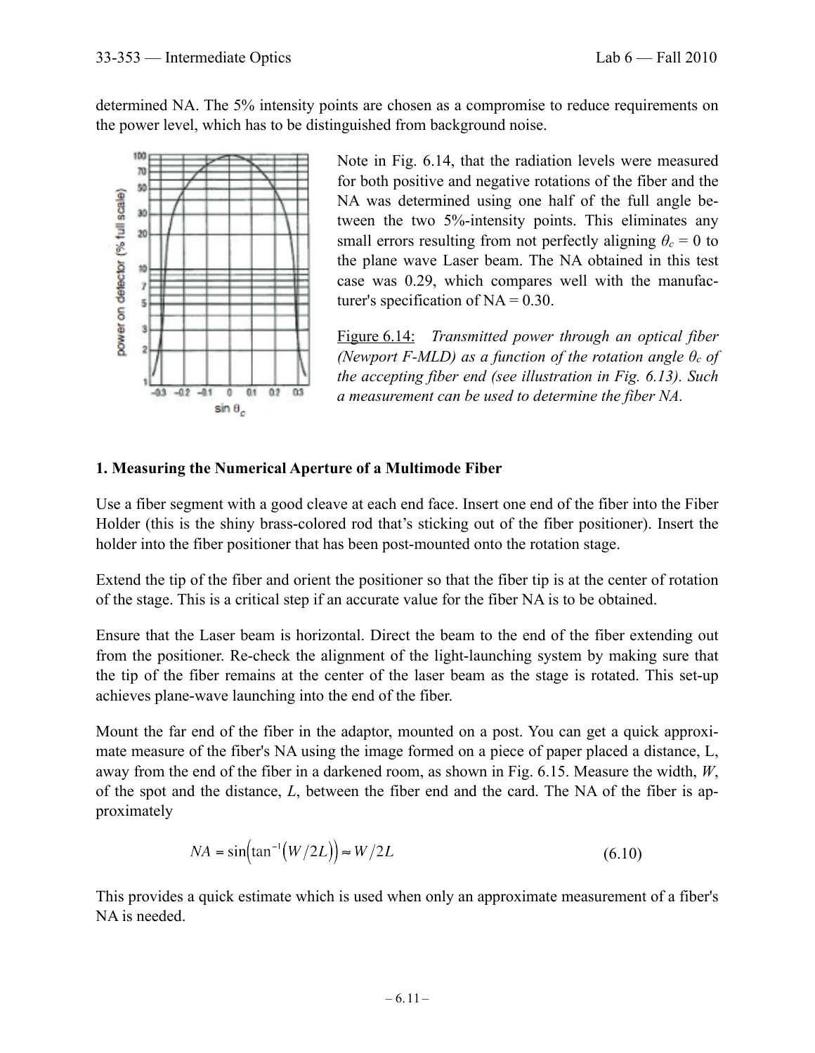determined NA. The 5% intensity points are chosen as a compromise to reduce requirements on the power level, which has to be distinguished from background noise.

Note in Fig. 6.14, that the radiation levels were measured for both positive and negative rotations of the fiber and the NA was determined using one half of the full angle between the two 5%-intensity points. This eliminates any small errors resulting from not perfectly aligning $\theta_c = 0$ to the plane wave Laser beam. The NA obtained in this test case was 0.29, which compares well with the manufacturer's specification of NA = 0.30.

Figure 6.14: *Transmitted power through an optical fiber (Newport F-MLD) as a function of the rotation angle $\theta_c$ of the accepting fiber end (see illustration in Fig. 6.13). Such a measurement can be used to determine the fiber NA.*

### 1. Measuring the Numerical Aperture of a Multimode Fiber

Use a fiber segment with a good cleave at each end face. Insert one end of the fiber into the Fiber Holder (this is the shiny brass-colored rod that's sticking out of the fiber positioner). Insert the holder into the fiber positioner that has been post-mounted onto the rotation stage.

Extend the tip of the fiber and orient the positioner so that the fiber tip is at the center of rotation of the stage. This is a critical step if an accurate value for the fiber NA is to be obtained.

Ensure that the Laser beam is horizontal. Direct the beam to the end of the fiber extending out from the positioner. Re-check the alignment of the light-launching system by making sure that the tip of the fiber remains at the center of the laser beam as the stage is rotated. This set-up achieves plane-wave launching into the end of the fiber.

Mount the far end of the fiber in the adaptor, mounted on a post. You can get a quick approximate measure of the fiber's NA using the image formed on a piece of paper placed a distance, L, away from the end of the fiber in a darkened room, as shown in Fig. 6.15. Measure the width, $W$, of the spot and the distance, $L$, between the fiber end and the card. The NA of the fiber is approximately

$$NA = \sin\left(\tan^{-1}\left(W/2L\right)\right) \approx W/2L \tag{6.10}$$

This provides a quick estimate which is used when only an approximate measurement of a fiber's NA is needed.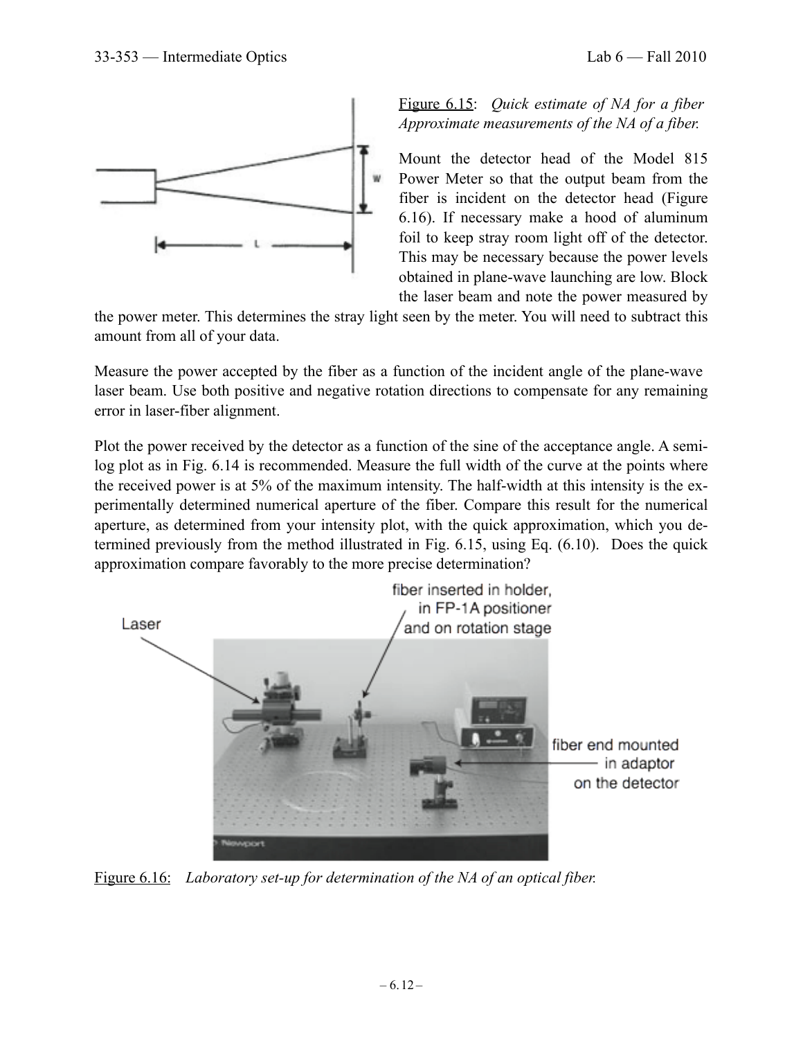Figure 6.15: *Quick estimate of NA for a fiber Approximate measurements of the NA of a fiber.*

Mount the detector head of the Model 815 Power Meter so that the output beam from the fiber is incident on the detector head (Figure 6.16). If necessary make a hood of aluminum foil to keep stray room light off of the detector. This may be necessary because the power levels obtained in plane-wave launching are low. Block the laser beam and note the power measured by the power meter. This determines the stray light seen by the meter. You will need to subtract this amount from all of your data.

Measure the power accepted by the fiber as a function of the incident angle of the plane-wave laser beam. Use both positive and negative rotation directions to compensate for any remaining error in laser-fiber alignment.

Plot the power received by the detector as a function of the sine of the acceptance angle. A semi-log plot as in Fig. 6.14 is recommended. Measure the full width of the curve at the points where the received power is at 5% of the maximum intensity. The half-width at this intensity is the experimentally determined numerical aperture of the fiber. Compare this result for the numerical aperture, as determined from your intensity plot, with the quick approximation, which you determined previously from the method illustrated in Fig. 6.15, using Eq. (6.10). Does the quick approximation compare favorably to the more precise determination?

Figure 6.16: *Laboratory set-up for determination of the NA of an optical fiber.*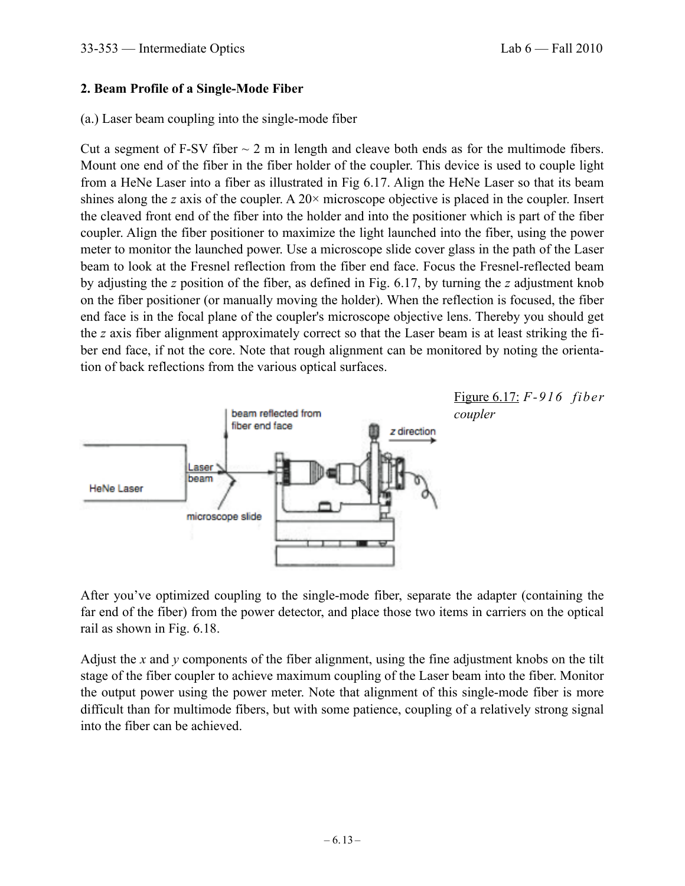## 2. Beam Profile of a Single-Mode Fiber

(a.) Laser beam coupling into the single-mode fiber

Cut a segment of F-SV fiber ~ 2 m in length and cleave both ends as for the multimode fibers. Mount one end of the fiber in the fiber holder of the coupler. This device is used to couple light from a HeNe Laser into a fiber as illustrated in Fig 6.17. Align the HeNe Laser so that its beam shines along the *z* axis of the coupler. A 20× microscope objective is placed in the coupler. Insert the cleaved front end of the fiber into the holder and into the positioner which is part of the fiber coupler. Align the fiber positioner to maximize the light launched into the fiber, using the power meter to monitor the launched power. Use a microscope slide cover glass in the path of the Laser beam to look at the Fresnel reflection from the fiber end face. Focus the Fresnel-reflected beam by adjusting the *z* position of the fiber, as defined in Fig. 6.17, by turning the *z* adjustment knob on the fiber positioner (or manually moving the holder). When the reflection is focused, the fiber end face is in the focal plane of the coupler's microscope objective lens. Thereby you should get the *z* axis fiber alignment approximately correct so that the Laser beam is at least striking the fiber end face, if not the core. Note that rough alignment can be monitored by noting the orientation of back reflections from the various optical surfaces.

Figure 6.17: *F-916 fiber coupler*

After you've optimized coupling to the single-mode fiber, separate the adapter (containing the far end of the fiber) from the power detector, and place those two items in carriers on the optical rail as shown in Fig. 6.18.

Adjust the *x* and *y* components of the fiber alignment, using the fine adjustment knobs on the tilt stage of the fiber coupler to achieve maximum coupling of the Laser beam into the fiber. Monitor the output power using the power meter. Note that alignment of this single-mode fiber is more difficult than for multimode fibers, but with some patience, coupling of a relatively strong signal into the fiber can be achieved.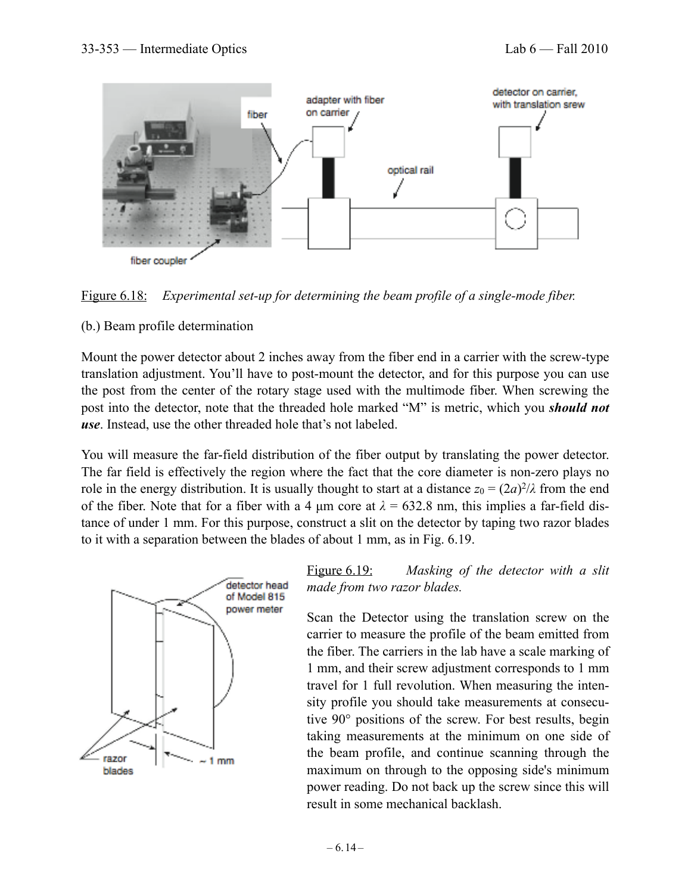Figure 6.18: *Experimental set-up for determining the beam profile of a single-mode fiber.*

(b.) Beam profile determination

Mount the power detector about 2 inches away from the fiber end in a carrier with the screw-type translation adjustment. You'll have to post-mount the detector, and for this purpose you can use the post from the center of the rotary stage used with the multimode fiber. When screwing the post into the detector, note that the threaded hole marked "M" is metric, which you ***should not use***. Instead, use the other threaded hole that's not labeled.

You will measure the far-field distribution of the fiber output by translating the power detector. The far field is effectively the region where the fact that the core diameter is non-zero plays no role in the energy distribution. It is usually thought to start at a distance $z_0 = (2a)^2/\lambda$ from the end of the fiber. Note that for a fiber with a 4 μm core at $\lambda = 632.8$ nm, this implies a far-field distance of under 1 mm. For this purpose, construct a slit on the detector by taping two razor blades to it with a separation between the blades of about 1 mm, as in Fig. 6.19.

Figure 6.19: *Masking of the detector with a slit made from two razor blades.*

Scan the Detector using the translation screw on the carrier to measure the profile of the beam emitted from the fiber. The carriers in the lab have a scale marking of 1 mm, and their screw adjustment corresponds to 1 mm travel for 1 full revolution. When measuring the intensity profile you should take measurements at consecutive 90° positions of the screw. For best results, begin taking measurements at the minimum on one side of the beam profile, and continue scanning through the maximum on through to the opposing side's minimum power reading. Do not back up the screw since this will result in some mechanical backlash.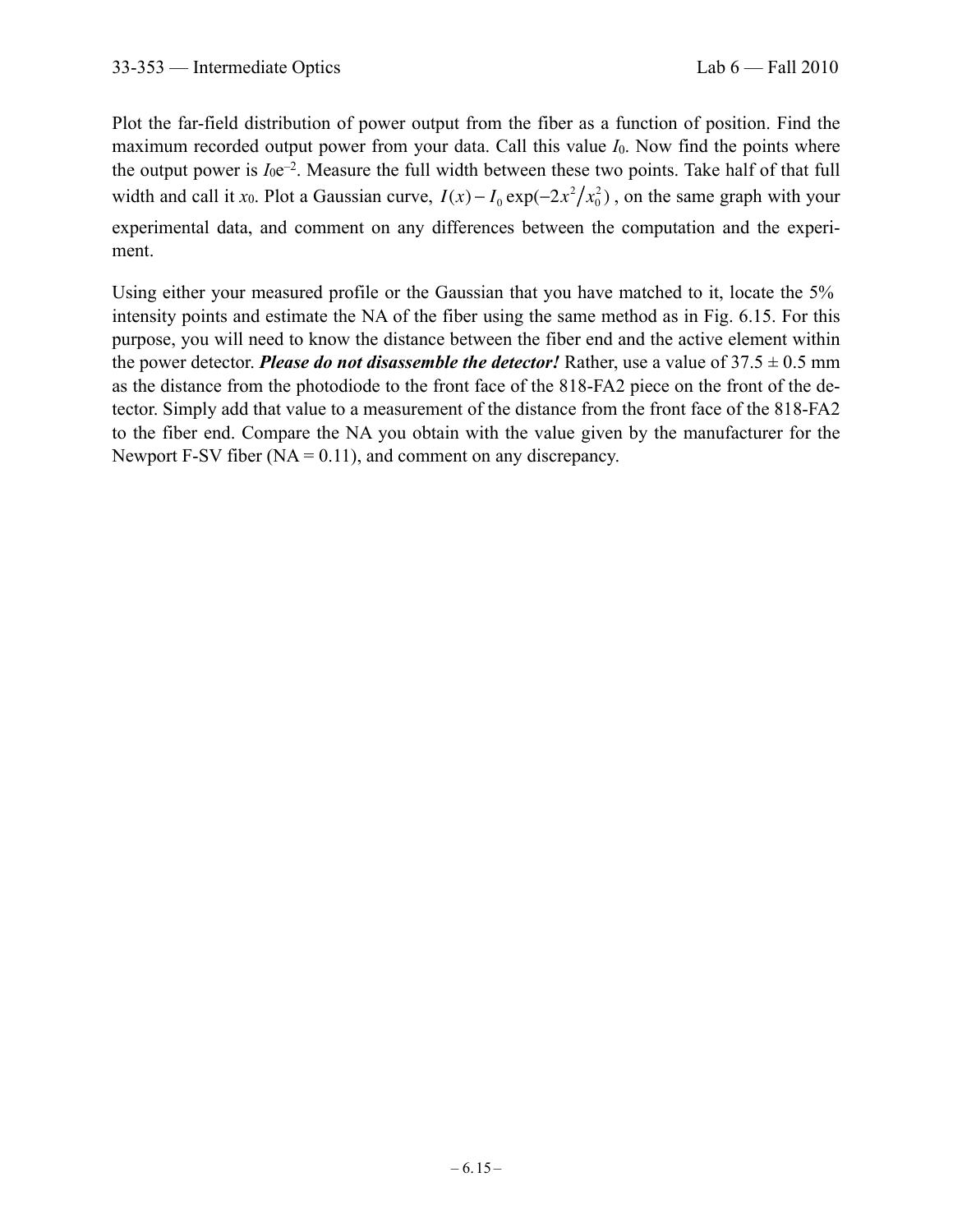Plot the far-field distribution of power output from the fiber as a function of position. Find the maximum recorded output power from your data. Call this value $I_0$. Now find the points where the output power is $I_0 e^{-2}$. Measure the full width between these two points. Take half of that full width and call it $x_0$. Plot a Gaussian curve, $I(x) - I_0 \exp(-2x^2/x_0^2)$, on the same graph with your experimental data, and comment on any differences between the computation and the experiment.

Using either your measured profile or the Gaussian that you have matched to it, locate the 5% intensity points and estimate the NA of the fiber using the same method as in Fig. 6.15. For this purpose, you will need to know the distance between the fiber end and the active element within the power detector. ***Please do not disassemble the detector!*** Rather, use a value of 37.5 ± 0.5 mm as the distance from the photodiode to the front face of the 818-FA2 piece on the front of the detector. Simply add that value to a measurement of the distance from the front face of the 818-FA2 to the fiber end. Compare the NA you obtain with the value given by the manufacturer for the Newport F-SV fiber (NA = 0.11), and comment on any discrepancy.